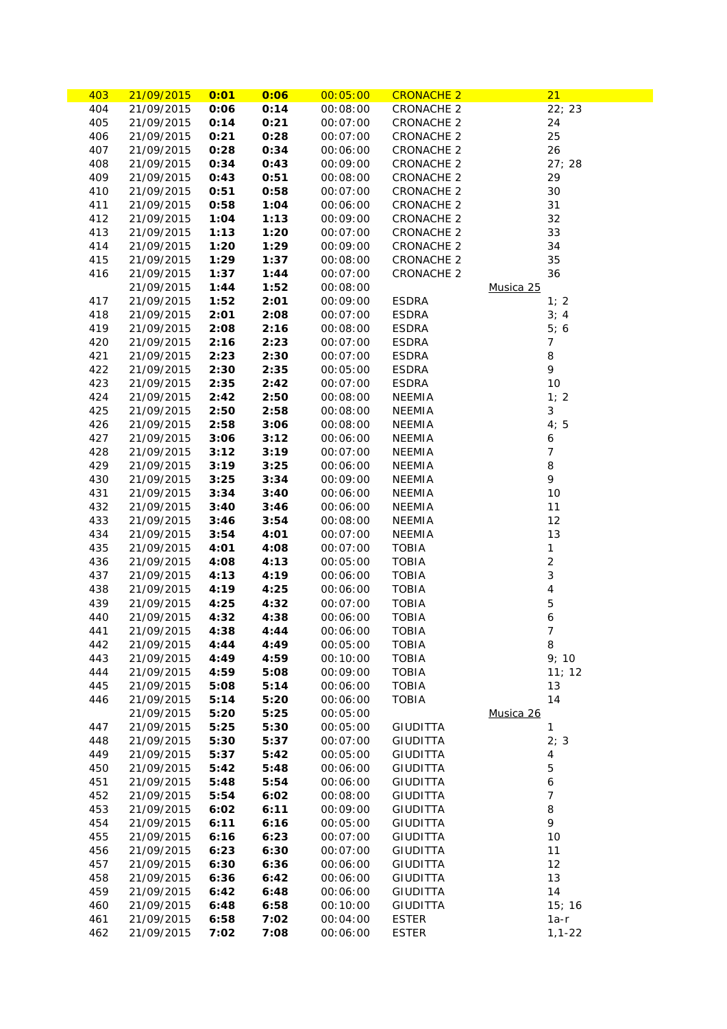| | | | | | | | |
|---|---|---|---|---|---|---|---|
| 403 | 21/09/2015 | **0:01** | **0:06** | 00:05:00 | CRONACHE 2 | | 21 |
| 404 | 21/09/2015 | **0:06** | **0:14** | 00:08:00 | CRONACHE 2 | | 22; 23 |
| 405 | 21/09/2015 | **0:14** | **0:21** | 00:07:00 | CRONACHE 2 | | 24 |
| 406 | 21/09/2015 | **0:21** | **0:28** | 00:07:00 | CRONACHE 2 | | 25 |
| 407 | 21/09/2015 | **0:28** | **0:34** | 00:06:00 | CRONACHE 2 | | 26 |
| 408 | 21/09/2015 | **0:34** | **0:43** | 00:09:00 | CRONACHE 2 | | 27; 28 |
| 409 | 21/09/2015 | **0:43** | **0:51** | 00:08:00 | CRONACHE 2 | | 29 |
| 410 | 21/09/2015 | **0:51** | **0:58** | 00:07:00 | CRONACHE 2 | | 30 |
| 411 | 21/09/2015 | **0:58** | **1:04** | 00:06:00 | CRONACHE 2 | | 31 |
| 412 | 21/09/2015 | **1:04** | **1:13** | 00:09:00 | CRONACHE 2 | | 32 |
| 413 | 21/09/2015 | **1:13** | **1:20** | 00:07:00 | CRONACHE 2 | | 33 |
| 414 | 21/09/2015 | **1:20** | **1:29** | 00:09:00 | CRONACHE 2 | | 34 |
| 415 | 21/09/2015 | **1:29** | **1:37** | 00:08:00 | CRONACHE 2 | | 35 |
| 416 | 21/09/2015 | **1:37** | **1:44** | 00:07:00 | CRONACHE 2 | | 36 |
| | 21/09/2015 | **1:44** | **1:52** | 00:08:00 | | Musica 25 | |
| 417 | 21/09/2015 | **1:52** | **2:01** | 00:09:00 | ESDRA | | 1; 2 |
| 418 | 21/09/2015 | **2:01** | **2:08** | 00:07:00 | ESDRA | | 3; 4 |
| 419 | 21/09/2015 | **2:08** | **2:16** | 00:08:00 | ESDRA | | 5; 6 |
| 420 | 21/09/2015 | **2:16** | **2:23** | 00:07:00 | ESDRA | | 7 |
| 421 | 21/09/2015 | **2:23** | **2:30** | 00:07:00 | ESDRA | | 8 |
| 422 | 21/09/2015 | **2:30** | **2:35** | 00:05:00 | ESDRA | | 9 |
| 423 | 21/09/2015 | **2:35** | **2:42** | 00:07:00 | ESDRA | | 10 |
| 424 | 21/09/2015 | **2:42** | **2:50** | 00:08:00 | NEEMIA | | 1; 2 |
| 425 | 21/09/2015 | **2:50** | **2:58** | 00:08:00 | NEEMIA | | 3 |
| 426 | 21/09/2015 | **2:58** | **3:06** | 00:08:00 | NEEMIA | | 4; 5 |
| 427 | 21/09/2015 | **3:06** | **3:12** | 00:06:00 | NEEMIA | | 6 |
| 428 | 21/09/2015 | **3:12** | **3:19** | 00:07:00 | NEEMIA | | 7 |
| 429 | 21/09/2015 | **3:19** | **3:25** | 00:06:00 | NEEMIA | | 8 |
| 430 | 21/09/2015 | **3:25** | **3:34** | 00:09:00 | NEEMIA | | 9 |
| 431 | 21/09/2015 | **3:34** | **3:40** | 00:06:00 | NEEMIA | | 10 |
| 432 | 21/09/2015 | **3:40** | **3:46** | 00:06:00 | NEEMIA | | 11 |
| 433 | 21/09/2015 | **3:46** | **3:54** | 00:08:00 | NEEMIA | | 12 |
| 434 | 21/09/2015 | **3:54** | **4:01** | 00:07:00 | NEEMIA | | 13 |
| 435 | 21/09/2015 | **4:01** | **4:08** | 00:07:00 | TOBIA | | 1 |
| 436 | 21/09/2015 | **4:08** | **4:13** | 00:05:00 | TOBIA | | 2 |
| 437 | 21/09/2015 | **4:13** | **4:19** | 00:06:00 | TOBIA | | 3 |
| 438 | 21/09/2015 | **4:19** | **4:25** | 00:06:00 | TOBIA | | 4 |
| 439 | 21/09/2015 | **4:25** | **4:32** | 00:07:00 | TOBIA | | 5 |
| 440 | 21/09/2015 | **4:32** | **4:38** | 00:06:00 | TOBIA | | 6 |
| 441 | 21/09/2015 | **4:38** | **4:44** | 00:06:00 | TOBIA | | 7 |
| 442 | 21/09/2015 | **4:44** | **4:49** | 00:05:00 | TOBIA | | 8 |
| 443 | 21/09/2015 | **4:49** | **4:59** | 00:10:00 | TOBIA | | 9; 10 |
| 444 | 21/09/2015 | **4:59** | **5:08** | 00:09:00 | TOBIA | | 11; 12 |
| 445 | 21/09/2015 | **5:08** | **5:14** | 00:06:00 | TOBIA | | 13 |
| 446 | 21/09/2015 | **5:14** | **5:20** | 00:06:00 | TOBIA | | 14 |
| | 21/09/2015 | **5:20** | **5:25** | 00:05:00 | | Musica 26 | |
| 447 | 21/09/2015 | **5:25** | **5:30** | 00:05:00 | GIUDITTA | | 1 |
| 448 | 21/09/2015 | **5:30** | **5:37** | 00:07:00 | GIUDITTA | | 2; 3 |
| 449 | 21/09/2015 | **5:37** | **5:42** | 00:05:00 | GIUDITTA | | 4 |
| 450 | 21/09/2015 | **5:42** | **5:48** | 00:06:00 | GIUDITTA | | 5 |
| 451 | 21/09/2015 | **5:48** | **5:54** | 00:06:00 | GIUDITTA | | 6 |
| 452 | 21/09/2015 | **5:54** | **6:02** | 00:08:00 | GIUDITTA | | 7 |
| 453 | 21/09/2015 | **6:02** | **6:11** | 00:09:00 | GIUDITTA | | 8 |
| 454 | 21/09/2015 | **6:11** | **6:16** | 00:05:00 | GIUDITTA | | 9 |
| 455 | 21/09/2015 | **6:16** | **6:23** | 00:07:00 | GIUDITTA | | 10 |
| 456 | 21/09/2015 | **6:23** | **6:30** | 00:07:00 | GIUDITTA | | 11 |
| 457 | 21/09/2015 | **6:30** | **6:36** | 00:06:00 | GIUDITTA | | 12 |
| 458 | 21/09/2015 | **6:36** | **6:42** | 00:06:00 | GIUDITTA | | 13 |
| 459 | 21/09/2015 | **6:42** | **6:48** | 00:06:00 | GIUDITTA | | 14 |
| 460 | 21/09/2015 | **6:48** | **6:58** | 00:10:00 | GIUDITTA | | 15; 16 |
| 461 | 21/09/2015 | **6:58** | **7:02** | 00:04:00 | ESTER | | 1a-r |
| 462 | 21/09/2015 | **7:02** | **7:08** | 00:06:00 | ESTER | | 1,1-22 |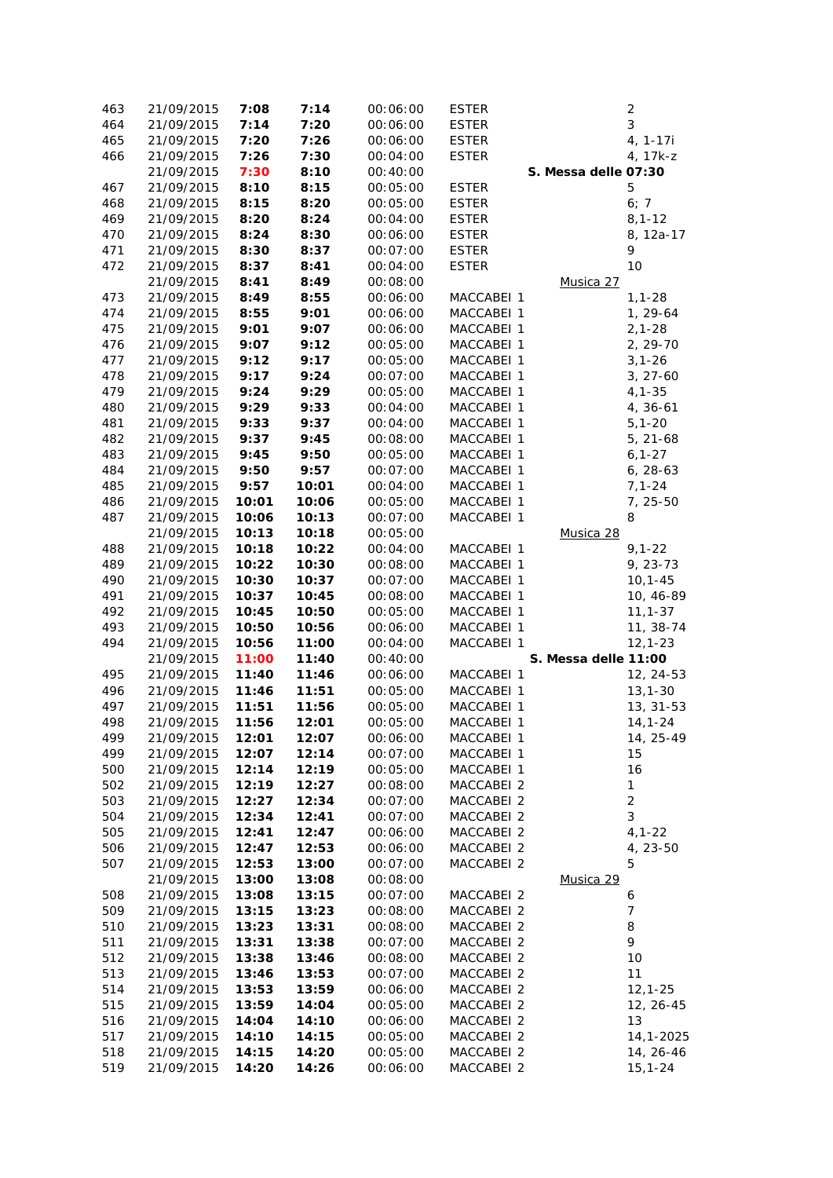| | | | | | | |
|---|---|---|---|---|---|---|
| 463 | 21/09/2015 | **7:08** | **7:14** | 00:06:00 | ESTER | 2 |
| 464 | 21/09/2015 | **7:14** | **7:20** | 00:06:00 | ESTER | 3 |
| 465 | 21/09/2015 | **7:20** | **7:26** | 00:06:00 | ESTER | 4, 1-17i |
| 466 | 21/09/2015 | **7:26** | **7:30** | 00:04:00 | ESTER | 4, 17k-z |
| | 21/09/2015 | **7:30** | **8:10** | 00:40:00 | **S. Messa delle 07:30** | |
| 467 | 21/09/2015 | **8:10** | **8:15** | 00:05:00 | ESTER | 5 |
| 468 | 21/09/2015 | **8:15** | **8:20** | 00:05:00 | ESTER | 6; 7 |
| 469 | 21/09/2015 | **8:20** | **8:24** | 00:04:00 | ESTER | 8,1-12 |
| 470 | 21/09/2015 | **8:24** | **8:30** | 00:06:00 | ESTER | 8, 12a-17 |
| 471 | 21/09/2015 | **8:30** | **8:37** | 00:07:00 | ESTER | 9 |
| 472 | 21/09/2015 | **8:37** | **8:41** | 00:04:00 | ESTER | 10 |
| | 21/09/2015 | **8:41** | **8:49** | 00:08:00 | Musica 27 | |
| 473 | 21/09/2015 | **8:49** | **8:55** | 00:06:00 | MACCABEI 1 | 1,1-28 |
| 474 | 21/09/2015 | **8:55** | **9:01** | 00:06:00 | MACCABEI 1 | 1, 29-64 |
| 475 | 21/09/2015 | **9:01** | **9:07** | 00:06:00 | MACCABEI 1 | 2,1-28 |
| 476 | 21/09/2015 | **9:07** | **9:12** | 00:05:00 | MACCABEI 1 | 2, 29-70 |
| 477 | 21/09/2015 | **9:12** | **9:17** | 00:05:00 | MACCABEI 1 | 3,1-26 |
| 478 | 21/09/2015 | **9:17** | **9:24** | 00:07:00 | MACCABEI 1 | 3, 27-60 |
| 479 | 21/09/2015 | **9:24** | **9:29** | 00:05:00 | MACCABEI 1 | 4,1-35 |
| 480 | 21/09/2015 | **9:29** | **9:33** | 00:04:00 | MACCABEI 1 | 4, 36-61 |
| 481 | 21/09/2015 | **9:33** | **9:37** | 00:04:00 | MACCABEI 1 | 5,1-20 |
| 482 | 21/09/2015 | **9:37** | **9:45** | 00:08:00 | MACCABEI 1 | 5, 21-68 |
| 483 | 21/09/2015 | **9:45** | **9:50** | 00:05:00 | MACCABEI 1 | 6,1-27 |
| 484 | 21/09/2015 | **9:50** | **9:57** | 00:07:00 | MACCABEI 1 | 6, 28-63 |
| 485 | 21/09/2015 | **9:57** | **10:01** | 00:04:00 | MACCABEI 1 | 7,1-24 |
| 486 | 21/09/2015 | **10:01** | **10:06** | 00:05:00 | MACCABEI 1 | 7, 25-50 |
| 487 | 21/09/2015 | **10:06** | **10:13** | 00:07:00 | MACCABEI 1 | 8 |
| | 21/09/2015 | **10:13** | **10:18** | 00:05:00 | Musica 28 | |
| 488 | 21/09/2015 | **10:18** | **10:22** | 00:04:00 | MACCABEI 1 | 9,1-22 |
| 489 | 21/09/2015 | **10:22** | **10:30** | 00:08:00 | MACCABEI 1 | 9, 23-73 |
| 490 | 21/09/2015 | **10:30** | **10:37** | 00:07:00 | MACCABEI 1 | 10,1-45 |
| 491 | 21/09/2015 | **10:37** | **10:45** | 00:08:00 | MACCABEI 1 | 10, 46-89 |
| 492 | 21/09/2015 | **10:45** | **10:50** | 00:05:00 | MACCABEI 1 | 11,1-37 |
| 493 | 21/09/2015 | **10:50** | **10:56** | 00:06:00 | MACCABEI 1 | 11, 38-74 |
| 494 | 21/09/2015 | **10:56** | **11:00** | 00:04:00 | MACCABEI 1 | 12,1-23 |
| | 21/09/2015 | **11:00** | **11:40** | 00:40:00 | **S. Messa delle 11:00** | |
| 495 | 21/09/2015 | **11:40** | **11:46** | 00:06:00 | MACCABEI 1 | 12, 24-53 |
| 496 | 21/09/2015 | **11:46** | **11:51** | 00:05:00 | MACCABEI 1 | 13,1-30 |
| 497 | 21/09/2015 | **11:51** | **11:56** | 00:05:00 | MACCABEI 1 | 13, 31-53 |
| 498 | 21/09/2015 | **11:56** | **12:01** | 00:05:00 | MACCABEI 1 | 14,1-24 |
| 499 | 21/09/2015 | **12:01** | **12:07** | 00:06:00 | MACCABEI 1 | 14, 25-49 |
| 499 | 21/09/2015 | **12:07** | **12:14** | 00:07:00 | MACCABEI 1 | 15 |
| 500 | 21/09/2015 | **12:14** | **12:19** | 00:05:00 | MACCABEI 1 | 16 |
| 502 | 21/09/2015 | **12:19** | **12:27** | 00:08:00 | MACCABEI 2 | 1 |
| 503 | 21/09/2015 | **12:27** | **12:34** | 00:07:00 | MACCABEI 2 | 2 |
| 504 | 21/09/2015 | **12:34** | **12:41** | 00:07:00 | MACCABEI 2 | 3 |
| 505 | 21/09/2015 | **12:41** | **12:47** | 00:06:00 | MACCABEI 2 | 4,1-22 |
| 506 | 21/09/2015 | **12:47** | **12:53** | 00:06:00 | MACCABEI 2 | 4, 23-50 |
| 507 | 21/09/2015 | **12:53** | **13:00** | 00:07:00 | MACCABEI 2 | 5 |
| | 21/09/2015 | **13:00** | **13:08** | 00:08:00 | Musica 29 | |
| 508 | 21/09/2015 | **13:08** | **13:15** | 00:07:00 | MACCABEI 2 | 6 |
| 509 | 21/09/2015 | **13:15** | **13:23** | 00:08:00 | MACCABEI 2 | 7 |
| 510 | 21/09/2015 | **13:23** | **13:31** | 00:08:00 | MACCABEI 2 | 8 |
| 511 | 21/09/2015 | **13:31** | **13:38** | 00:07:00 | MACCABEI 2 | 9 |
| 512 | 21/09/2015 | **13:38** | **13:46** | 00:08:00 | MACCABEI 2 | 10 |
| 513 | 21/09/2015 | **13:46** | **13:53** | 00:07:00 | MACCABEI 2 | 11 |
| 514 | 21/09/2015 | **13:53** | **13:59** | 00:06:00 | MACCABEI 2 | 12,1-25 |
| 515 | 21/09/2015 | **13:59** | **14:04** | 00:05:00 | MACCABEI 2 | 12, 26-45 |
| 516 | 21/09/2015 | **14:04** | **14:10** | 00:06:00 | MACCABEI 2 | 13 |
| 517 | 21/09/2015 | **14:10** | **14:15** | 00:05:00 | MACCABEI 2 | 14,1-2025 |
| 518 | 21/09/2015 | **14:15** | **14:20** | 00:05:00 | MACCABEI 2 | 14, 26-46 |
| 519 | 21/09/2015 | **14:20** | **14:26** | 00:06:00 | MACCABEI 2 | 15,1-24 |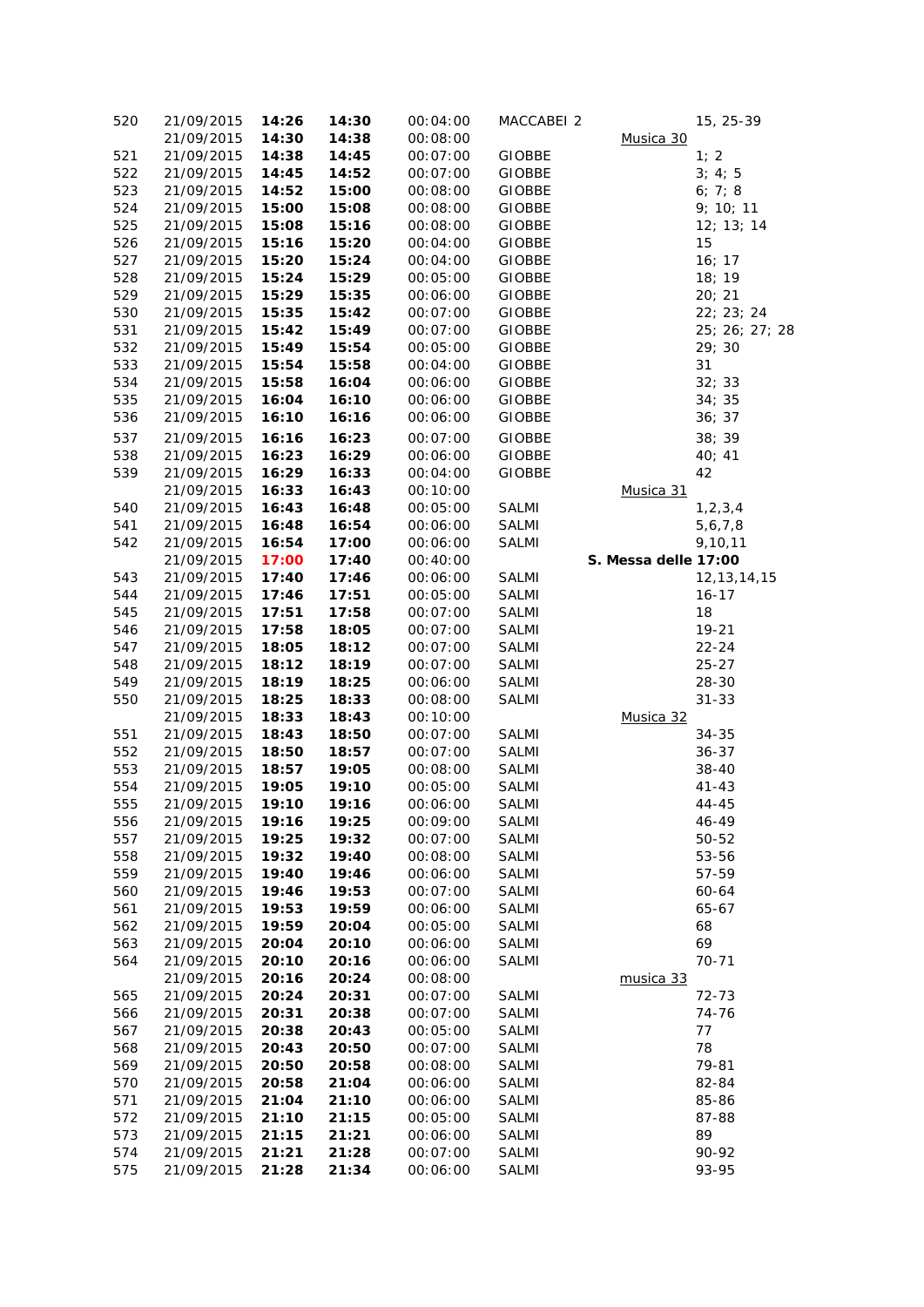| | | | | | | |
|---|---|---|---|---|---|---|
| 520 | 21/09/2015 | **14:26** | **14:30** | 00:04:00 | MACCABEI 2 | 15, 25-39 |
| | 21/09/2015 | **14:30** | **14:38** | 00:08:00 | Musica 30 | |
| 521 | 21/09/2015 | **14:38** | **14:45** | 00:07:00 | GIOBBE | 1; 2 |
| 522 | 21/09/2015 | **14:45** | **14:52** | 00:07:00 | GIOBBE | 3; 4; 5 |
| 523 | 21/09/2015 | **14:52** | **15:00** | 00:08:00 | GIOBBE | 6; 7; 8 |
| 524 | 21/09/2015 | **15:00** | **15:08** | 00:08:00 | GIOBBE | 9; 10; 11 |
| 525 | 21/09/2015 | **15:08** | **15:16** | 00:08:00 | GIOBBE | 12; 13; 14 |
| 526 | 21/09/2015 | **15:16** | **15:20** | 00:04:00 | GIOBBE | 15 |
| 527 | 21/09/2015 | **15:20** | **15:24** | 00:04:00 | GIOBBE | 16; 17 |
| 528 | 21/09/2015 | **15:24** | **15:29** | 00:05:00 | GIOBBE | 18; 19 |
| 529 | 21/09/2015 | **15:29** | **15:35** | 00:06:00 | GIOBBE | 20; 21 |
| 530 | 21/09/2015 | **15:35** | **15:42** | 00:07:00 | GIOBBE | 22; 23; 24 |
| 531 | 21/09/2015 | **15:42** | **15:49** | 00:07:00 | GIOBBE | 25; 26; 27; 28 |
| 532 | 21/09/2015 | **15:49** | **15:54** | 00:05:00 | GIOBBE | 29; 30 |
| 533 | 21/09/2015 | **15:54** | **15:58** | 00:04:00 | GIOBBE | 31 |
| 534 | 21/09/2015 | **15:58** | **16:04** | 00:06:00 | GIOBBE | 32; 33 |
| 535 | 21/09/2015 | **16:04** | **16:10** | 00:06:00 | GIOBBE | 34; 35 |
| 536 | 21/09/2015 | **16:10** | **16:16** | 00:06:00 | GIOBBE | 36; 37 |
| 537 | 21/09/2015 | **16:16** | **16:23** | 00:07:00 | GIOBBE | 38; 39 |
| 538 | 21/09/2015 | **16:23** | **16:29** | 00:06:00 | GIOBBE | 40; 41 |
| 539 | 21/09/2015 | **16:29** | **16:33** | 00:04:00 | GIOBBE | 42 |
| | 21/09/2015 | **16:33** | **16:43** | 00:10:00 | Musica 31 | |
| 540 | 21/09/2015 | **16:43** | **16:48** | 00:05:00 | SALMI | 1,2,3,4 |
| 541 | 21/09/2015 | **16:48** | **16:54** | 00:06:00 | SALMI | 5,6,7,8 |
| 542 | 21/09/2015 | **16:54** | **17:00** | 00:06:00 | SALMI | 9,10,11 |
| | 21/09/2015 | **17:00** | **17:40** | 00:40:00 | **S. Messa delle 17:00** | |
| 543 | 21/09/2015 | **17:40** | **17:46** | 00:06:00 | SALMI | 12,13,14,15 |
| 544 | 21/09/2015 | **17:46** | **17:51** | 00:05:00 | SALMI | 16-17 |
| 545 | 21/09/2015 | **17:51** | **17:58** | 00:07:00 | SALMI | 18 |
| 546 | 21/09/2015 | **17:58** | **18:05** | 00:07:00 | SALMI | 19-21 |
| 547 | 21/09/2015 | **18:05** | **18:12** | 00:07:00 | SALMI | 22-24 |
| 548 | 21/09/2015 | **18:12** | **18:19** | 00:07:00 | SALMI | 25-27 |
| 549 | 21/09/2015 | **18:19** | **18:25** | 00:06:00 | SALMI | 28-30 |
| 550 | 21/09/2015 | **18:25** | **18:33** | 00:08:00 | SALMI | 31-33 |
| | 21/09/2015 | **18:33** | **18:43** | 00:10:00 | Musica 32 | |
| 551 | 21/09/2015 | **18:43** | **18:50** | 00:07:00 | SALMI | 34-35 |
| 552 | 21/09/2015 | **18:50** | **18:57** | 00:07:00 | SALMI | 36-37 |
| 553 | 21/09/2015 | **18:57** | **19:05** | 00:08:00 | SALMI | 38-40 |
| 554 | 21/09/2015 | **19:05** | **19:10** | 00:05:00 | SALMI | 41-43 |
| 555 | 21/09/2015 | **19:10** | **19:16** | 00:06:00 | SALMI | 44-45 |
| 556 | 21/09/2015 | **19:16** | **19:25** | 00:09:00 | SALMI | 46-49 |
| 557 | 21/09/2015 | **19:25** | **19:32** | 00:07:00 | SALMI | 50-52 |
| 558 | 21/09/2015 | **19:32** | **19:40** | 00:08:00 | SALMI | 53-56 |
| 559 | 21/09/2015 | **19:40** | **19:46** | 00:06:00 | SALMI | 57-59 |
| 560 | 21/09/2015 | **19:46** | **19:53** | 00:07:00 | SALMI | 60-64 |
| 561 | 21/09/2015 | **19:53** | **19:59** | 00:06:00 | SALMI | 65-67 |
| 562 | 21/09/2015 | **19:59** | **20:04** | 00:05:00 | SALMI | 68 |
| 563 | 21/09/2015 | **20:04** | **20:10** | 00:06:00 | SALMI | 69 |
| 564 | 21/09/2015 | **20:10** | **20:16** | 00:06:00 | SALMI | 70-71 |
| | 21/09/2015 | **20:16** | **20:24** | 00:08:00 | musica 33 | |
| 565 | 21/09/2015 | **20:24** | **20:31** | 00:07:00 | SALMI | 72-73 |
| 566 | 21/09/2015 | **20:31** | **20:38** | 00:07:00 | SALMI | 74-76 |
| 567 | 21/09/2015 | **20:38** | **20:43** | 00:05:00 | SALMI | 77 |
| 568 | 21/09/2015 | **20:43** | **20:50** | 00:07:00 | SALMI | 78 |
| 569 | 21/09/2015 | **20:50** | **20:58** | 00:08:00 | SALMI | 79-81 |
| 570 | 21/09/2015 | **20:58** | **21:04** | 00:06:00 | SALMI | 82-84 |
| 571 | 21/09/2015 | **21:04** | **21:10** | 00:06:00 | SALMI | 85-86 |
| 572 | 21/09/2015 | **21:10** | **21:15** | 00:05:00 | SALMI | 87-88 |
| 573 | 21/09/2015 | **21:15** | **21:21** | 00:06:00 | SALMI | 89 |
| 574 | 21/09/2015 | **21:21** | **21:28** | 00:07:00 | SALMI | 90-92 |
| 575 | 21/09/2015 | **21:28** | **21:34** | 00:06:00 | SALMI | 93-95 |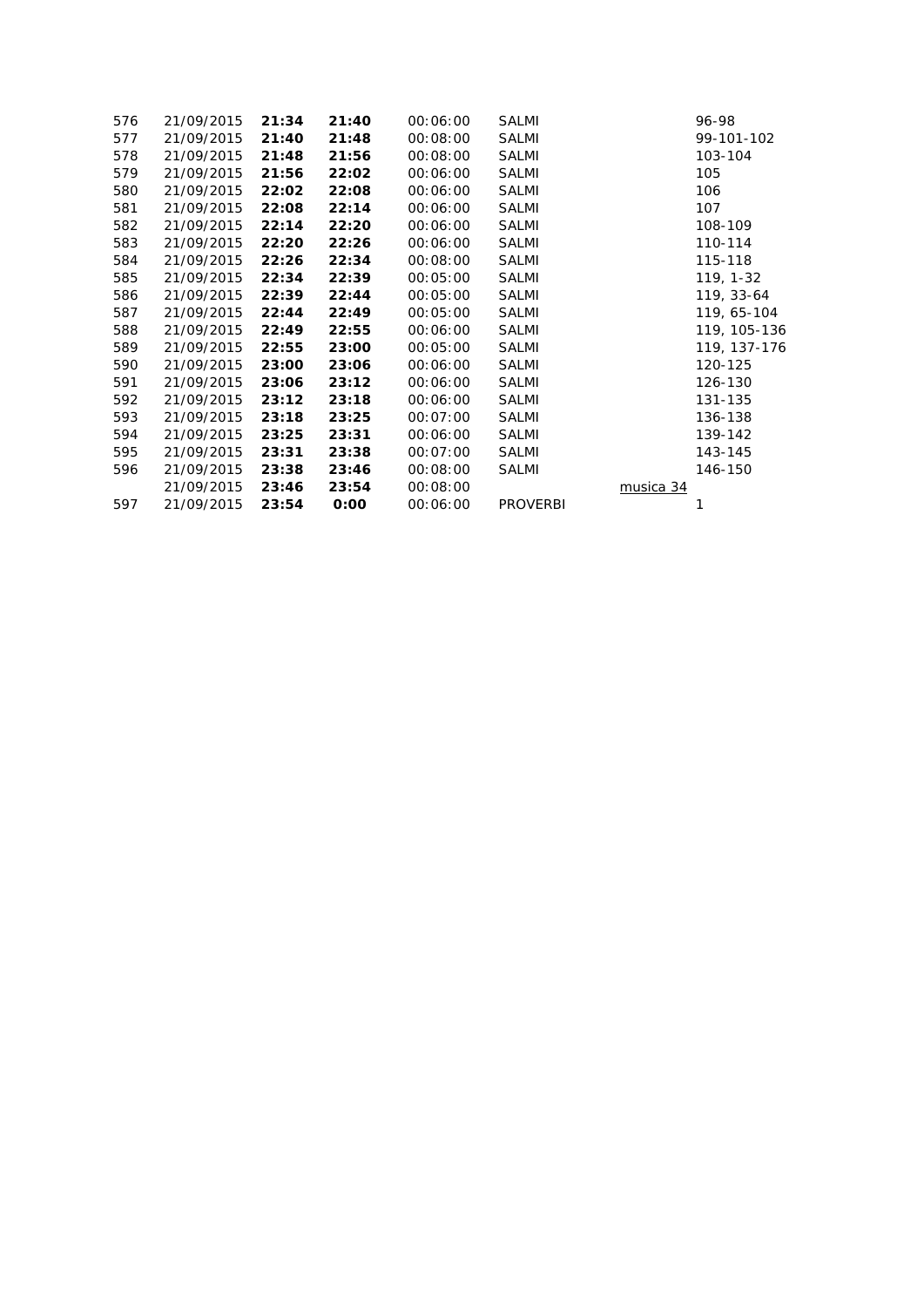| | | | | | | | |
|---|---|---|---|---|---|---|---|
| 576 | 21/09/2015 | **21:34** | **21:40** | 00:06:00 | SALMI | | 96-98 |
| 577 | 21/09/2015 | **21:40** | **21:48** | 00:08:00 | SALMI | | 99-101-102 |
| 578 | 21/09/2015 | **21:48** | **21:56** | 00:08:00 | SALMI | | 103-104 |
| 579 | 21/09/2015 | **21:56** | **22:02** | 00:06:00 | SALMI | | 105 |
| 580 | 21/09/2015 | **22:02** | **22:08** | 00:06:00 | SALMI | | 106 |
| 581 | 21/09/2015 | **22:08** | **22:14** | 00:06:00 | SALMI | | 107 |
| 582 | 21/09/2015 | **22:14** | **22:20** | 00:06:00 | SALMI | | 108-109 |
| 583 | 21/09/2015 | **22:20** | **22:26** | 00:06:00 | SALMI | | 110-114 |
| 584 | 21/09/2015 | **22:26** | **22:34** | 00:08:00 | SALMI | | 115-118 |
| 585 | 21/09/2015 | **22:34** | **22:39** | 00:05:00 | SALMI | | 119, 1-32 |
| 586 | 21/09/2015 | **22:39** | **22:44** | 00:05:00 | SALMI | | 119, 33-64 |
| 587 | 21/09/2015 | **22:44** | **22:49** | 00:05:00 | SALMI | | 119, 65-104 |
| 588 | 21/09/2015 | **22:49** | **22:55** | 00:06:00 | SALMI | | 119, 105-136 |
| 589 | 21/09/2015 | **22:55** | **23:00** | 00:05:00 | SALMI | | 119, 137-176 |
| 590 | 21/09/2015 | **23:00** | **23:06** | 00:06:00 | SALMI | | 120-125 |
| 591 | 21/09/2015 | **23:06** | **23:12** | 00:06:00 | SALMI | | 126-130 |
| 592 | 21/09/2015 | **23:12** | **23:18** | 00:06:00 | SALMI | | 131-135 |
| 593 | 21/09/2015 | **23:18** | **23:25** | 00:07:00 | SALMI | | 136-138 |
| 594 | 21/09/2015 | **23:25** | **23:31** | 00:06:00 | SALMI | | 139-142 |
| 595 | 21/09/2015 | **23:31** | **23:38** | 00:07:00 | SALMI | | 143-145 |
| 596 | 21/09/2015 | **23:38** | **23:46** | 00:08:00 | SALMI | | 146-150 |
| | 21/09/2015 | **23:46** | **23:54** | 00:08:00 | | musica 34 | |
| 597 | 21/09/2015 | **23:54** | **0:00** | 00:06:00 | PROVERBI | | 1 |